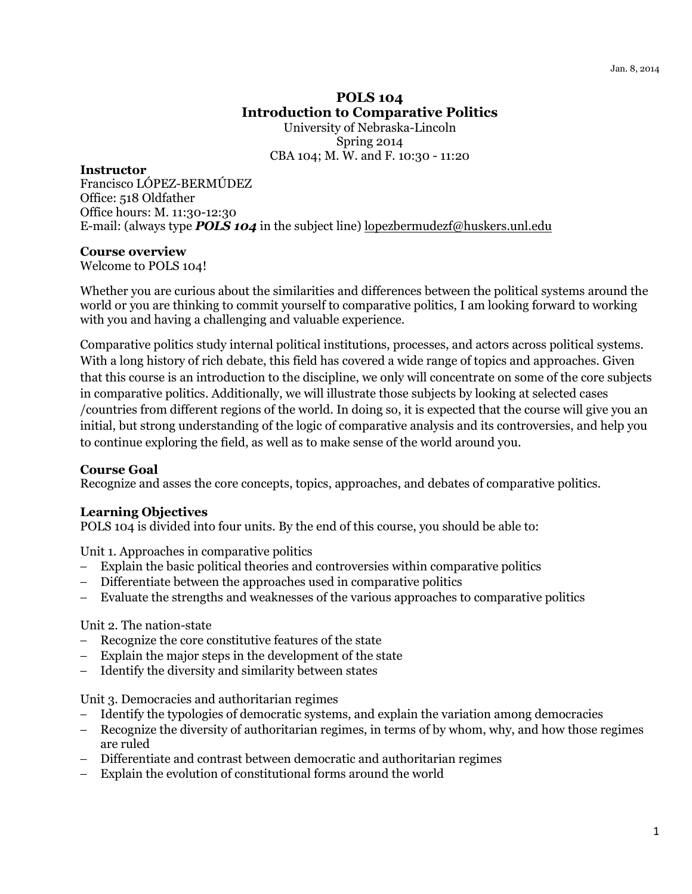Jan. 8, 2014

# POLS 104
## Introduction to Comparative Politics

University of Nebraska-Lincoln
Spring 2014
CBA 104; M. W. and F. 10:30 - 11:20

**Instructor**
Francisco LÓPEZ-BERMÚDEZ
Office: 518 Oldfather
Office hours: M. 11:30-12:30
E-mail: (always type ***POLS 104*** in the subject line) lopezbermudezf@huskers.unl.edu

**Course overview**
Welcome to POLS 104!

Whether you are curious about the similarities and differences between the political systems around the world or you are thinking to commit yourself to comparative politics, I am looking forward to working with you and having a challenging and valuable experience.

Comparative politics study internal political institutions, processes, and actors across political systems. With a long history of rich debate, this field has covered a wide range of topics and approaches. Given that this course is an introduction to the discipline, we only will concentrate on some of the core subjects in comparative politics. Additionally, we will illustrate those subjects by looking at selected cases /countries from different regions of the world. In doing so, it is expected that the course will give you an initial, but strong understanding of the logic of comparative analysis and its controversies, and help you to continue exploring the field, as well as to make sense of the world around you.

**Course Goal**
Recognize and asses the core concepts, topics, approaches, and debates of comparative politics.

**Learning Objectives**
POLS 104 is divided into four units. By the end of this course, you should be able to:

Unit 1. Approaches in comparative politics
- Explain the basic political theories and controversies within comparative politics
- Differentiate between the approaches used in comparative politics
- Evaluate the strengths and weaknesses of the various approaches to comparative politics

Unit 2. The nation-state
- Recognize the core constitutive features of the state
- Explain the major steps in the development of the state
- Identify the diversity and similarity between states

Unit 3. Democracies and authoritarian regimes
- Identify the typologies of democratic systems, and explain the variation among democracies
- Recognize the diversity of authoritarian regimes, in terms of by whom, why, and how those regimes are ruled
- Differentiate and contrast between democratic and authoritarian regimes
- Explain the evolution of constitutional forms around the world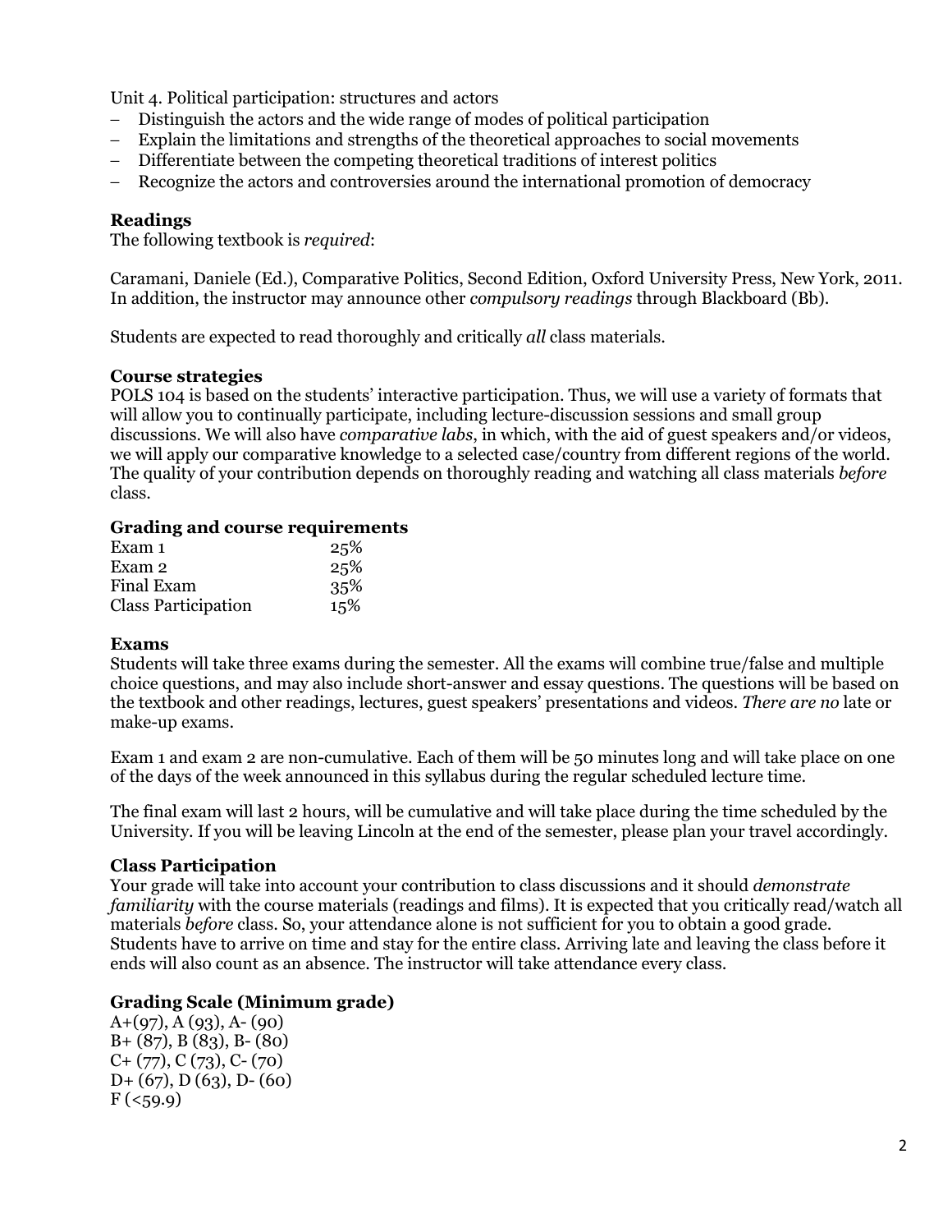Unit 4. Political participation: structures and actors

- Distinguish the actors and the wide range of modes of political participation
- Explain the limitations and strengths of the theoretical approaches to social movements
- Differentiate between the competing theoretical traditions of interest politics
- Recognize the actors and controversies around the international promotion of democracy

### Readings

The following textbook is *required*:

Caramani, Daniele (Ed.), Comparative Politics, Second Edition, Oxford University Press, New York, 2011. In addition, the instructor may announce other *compulsory readings* through Blackboard (Bb).

Students are expected to read thoroughly and critically *all* class materials.

### Course strategies

POLS 104 is based on the students' interactive participation. Thus, we will use a variety of formats that will allow you to continually participate, including lecture-discussion sessions and small group discussions. We will also have *comparative labs*, in which, with the aid of guest speakers and/or videos, we will apply our comparative knowledge to a selected case/country from different regions of the world. The quality of your contribution depends on thoroughly reading and watching all class materials *before* class.

### Grading and course requirements

| | |
|---|---|
| Exam 1 | 25% |
| Exam 2 | 25% |
| Final Exam | 35% |
| Class Participation | 15% |

### Exams

Students will take three exams during the semester. All the exams will combine true/false and multiple choice questions, and may also include short-answer and essay questions. The questions will be based on the textbook and other readings, lectures, guest speakers' presentations and videos. *There are no* late or make-up exams.

Exam 1 and exam 2 are non-cumulative. Each of them will be 50 minutes long and will take place on one of the days of the week announced in this syllabus during the regular scheduled lecture time.

The final exam will last 2 hours, will be cumulative and will take place during the time scheduled by the University. If you will be leaving Lincoln at the end of the semester, please plan your travel accordingly.

### Class Participation

Your grade will take into account your contribution to class discussions and it should *demonstrate familiarity* with the course materials (readings and films). It is expected that you critically read/watch all materials *before* class. So, your attendance alone is not sufficient for you to obtain a good grade. Students have to arrive on time and stay for the entire class. Arriving late and leaving the class before it ends will also count as an absence. The instructor will take attendance every class.

### Grading Scale (Minimum grade)

A+(97), A (93), A- (90)
B+ (87), B (83), B- (80)
C+ (77), C (73), C- (70)
D+ (67), D (63), D- (60)
F (<59.9)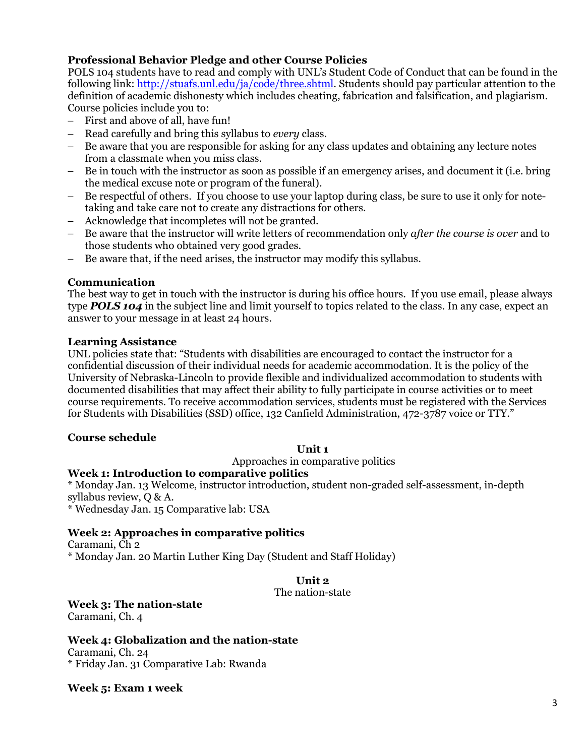### Professional Behavior Pledge and other Course Policies

POLS 104 students have to read and comply with UNL's Student Code of Conduct that can be found in the following link: [http://stuafs.unl.edu/ja/code/three.shtml](http://stuafs.unl.edu/ja/code/three.shtml). Students should pay particular attention to the definition of academic dishonesty which includes cheating, fabrication and falsification, and plagiarism. Course policies include you to:

- First and above of all, have fun!
- Read carefully and bring this syllabus to *every* class.
- Be aware that you are responsible for asking for any class updates and obtaining any lecture notes from a classmate when you miss class.
- Be in touch with the instructor as soon as possible if an emergency arises, and document it (i.e. bring the medical excuse note or program of the funeral).
- Be respectful of others. If you choose to use your laptop during class, be sure to use it only for note-taking and take care not to create any distractions for others.
- Acknowledge that incompletes will not be granted.
- Be aware that the instructor will write letters of recommendation only *after the course is over* and to those students who obtained very good grades.
- Be aware that, if the need arises, the instructor may modify this syllabus.

### Communication

The best way to get in touch with the instructor is during his office hours. If you use email, please always type ***POLS 104*** in the subject line and limit yourself to topics related to the class. In any case, expect an answer to your message in at least 24 hours.

### Learning Assistance

UNL policies state that: "Students with disabilities are encouraged to contact the instructor for a confidential discussion of their individual needs for academic accommodation. It is the policy of the University of Nebraska-Lincoln to provide flexible and individualized accommodation to students with documented disabilities that may affect their ability to fully participate in course activities or to meet course requirements. To receive accommodation services, students must be registered with the Services for Students with Disabilities (SSD) office, 132 Canfield Administration, 472-3787 voice or TTY."

### Course schedule

**Unit 1**

Approaches in comparative politics

**Week 1: Introduction to comparative politics**

* Monday Jan. 13 Welcome, instructor introduction, student non-graded self-assessment, in-depth syllabus review, Q & A.
* Wednesday Jan. 15 Comparative lab: USA

**Week 2: Approaches in comparative politics**

Caramani, Ch 2
* Monday Jan. 20 Martin Luther King Day (Student and Staff Holiday)

**Unit 2**

The nation-state

**Week 3: The nation-state**

Caramani, Ch. 4

**Week 4: Globalization and the nation-state**

Caramani, Ch. 24
* Friday Jan. 31 Comparative Lab: Rwanda

**Week 5: Exam 1 week**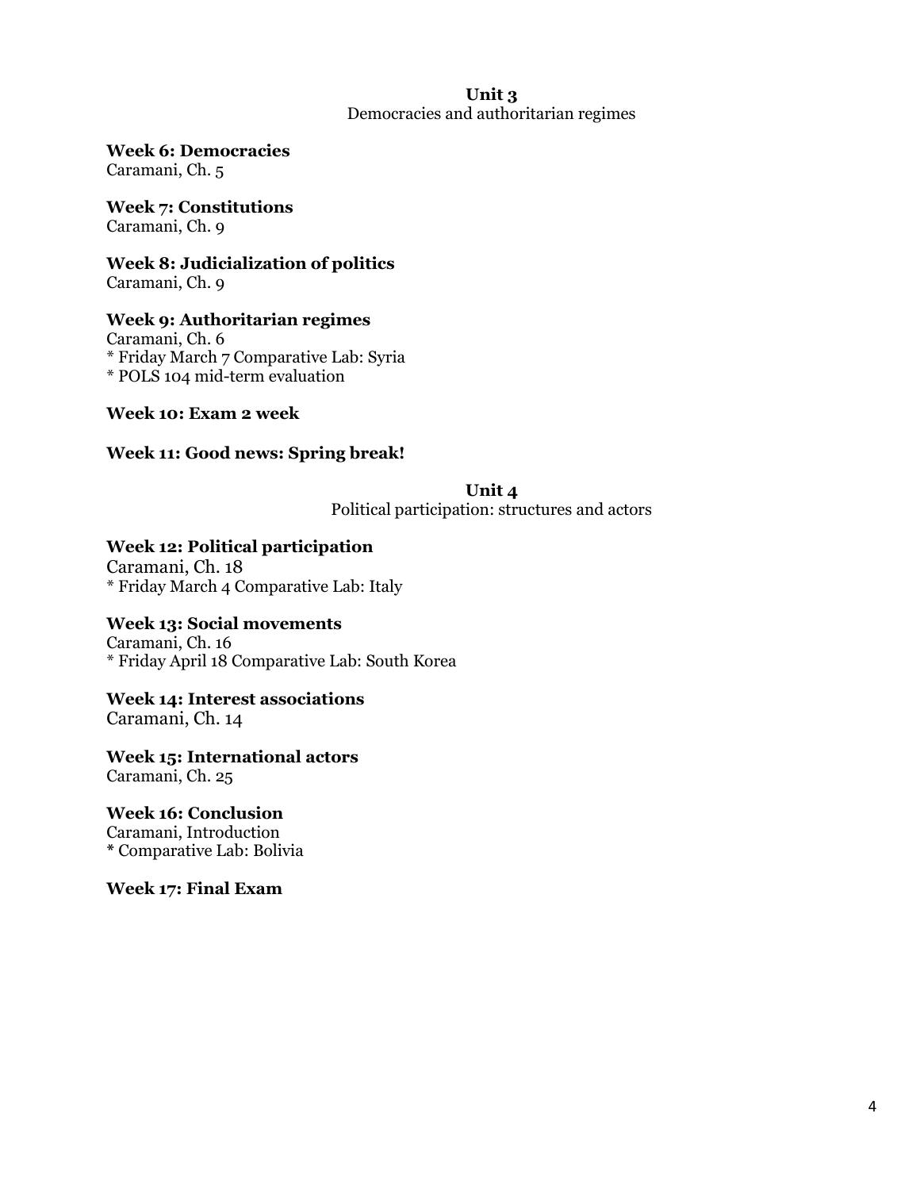**Unit 3**
Democracies and authoritarian regimes

**Week 6: Democracies**
Caramani, Ch. 5

**Week 7: Constitutions**
Caramani, Ch. 9

**Week 8: Judicialization of politics**
Caramani, Ch. 9

**Week 9: Authoritarian regimes**
Caramani, Ch. 6
* Friday March 7 Comparative Lab: Syria
* POLS 104 mid-term evaluation

**Week 10: Exam 2 week**

**Week 11: Good news: Spring break!**

**Unit 4**
Political participation: structures and actors

**Week 12: Political participation**
Caramani, Ch. 18
* Friday March 4 Comparative Lab: Italy

**Week 13: Social movements**
Caramani, Ch. 16
* Friday April 18 Comparative Lab: South Korea

**Week 14: Interest associations**
Caramani, Ch. 14

**Week 15: International actors**
Caramani, Ch. 25

**Week 16: Conclusion**
Caramani, Introduction
**\*** Comparative Lab: Bolivia

**Week 17: Final Exam**